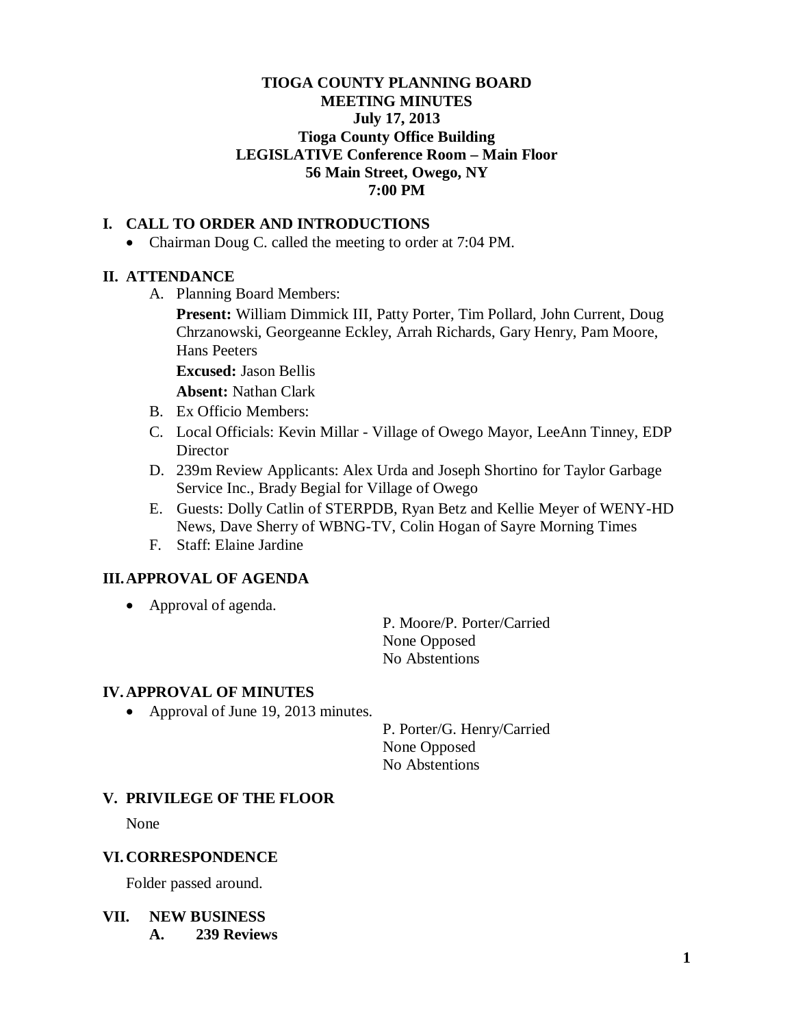**TIOGA COUNTY PLANNING BOARD**
**MEETING MINUTES**
**July 17, 2013**
**Tioga County Office Building**
**LEGISLATIVE Conference Room – Main Floor**
**56 Main Street, Owego, NY**
**7:00 PM**

## I. CALL TO ORDER AND INTRODUCTIONS

- Chairman Doug C. called the meeting to order at 7:04 PM.

## II. ATTENDANCE

A. Planning Board Members:

**Present:** William Dimmick III, Patty Porter, Tim Pollard, John Current, Doug Chrzanowski, Georgeanne Eckley, Arrah Richards, Gary Henry, Pam Moore, Hans Peeters

**Excused:** Jason Bellis

**Absent:** Nathan Clark

B. Ex Officio Members:

C. Local Officials: Kevin Millar - Village of Owego Mayor, LeeAnn Tinney, EDP Director

D. 239m Review Applicants: Alex Urda and Joseph Shortino for Taylor Garbage Service Inc., Brady Begial for Village of Owego

E. Guests: Dolly Catlin of STERPDB, Ryan Betz and Kellie Meyer of WENY-HD News, Dave Sherry of WBNG-TV, Colin Hogan of Sayre Morning Times

F. Staff: Elaine Jardine

## III. APPROVAL OF AGENDA

- Approval of agenda.

P. Moore/P. Porter/Carried
None Opposed
No Abstentions

## IV. APPROVAL OF MINUTES

- Approval of June 19, 2013 minutes.

P. Porter/G. Henry/Carried
None Opposed
No Abstentions

## V. PRIVILEGE OF THE FLOOR

None

## VI. CORRESPONDENCE

Folder passed around.

## VII. NEW BUSINESS

### A. 239 Reviews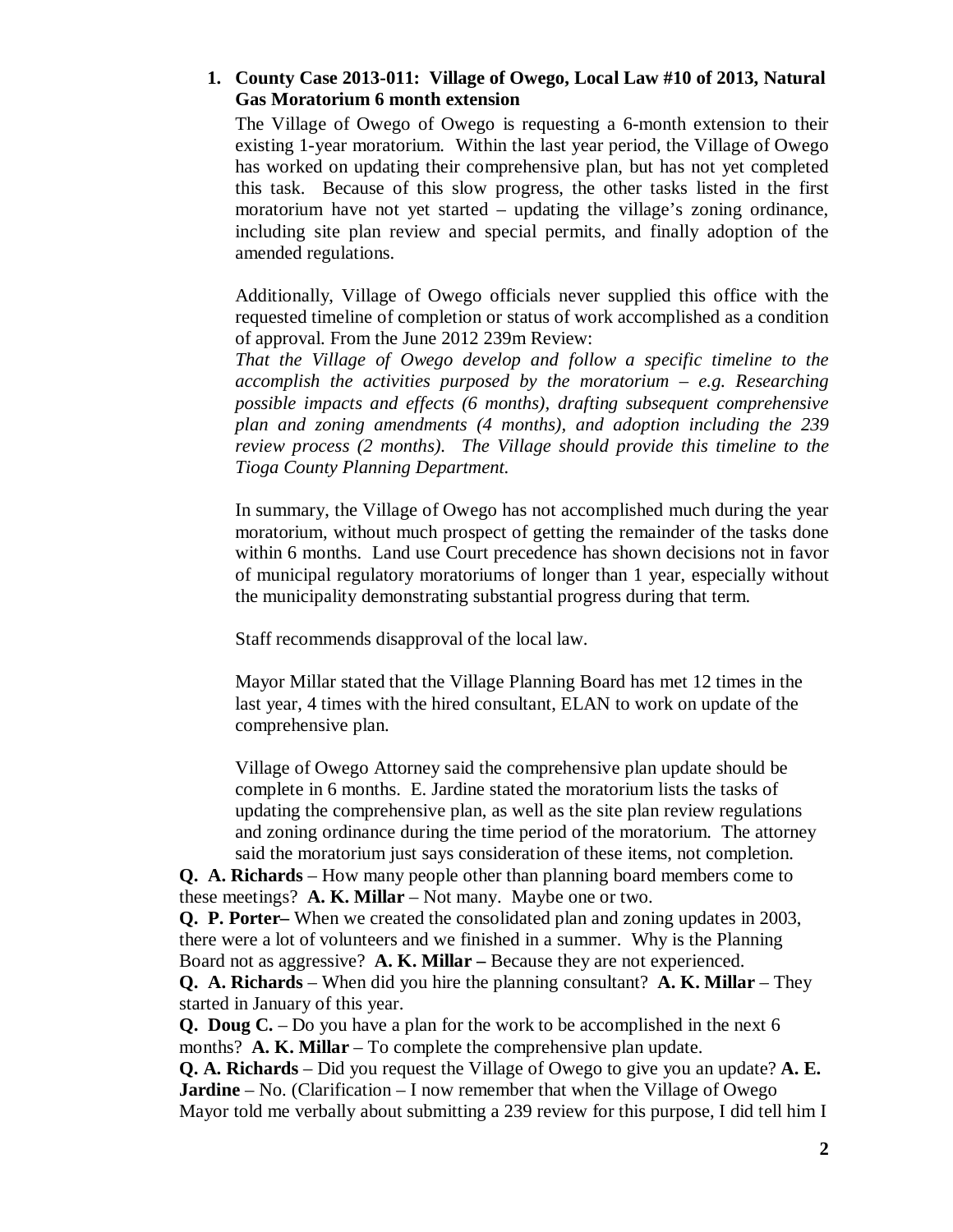**1. County Case 2013-011: Village of Owego, Local Law #10 of 2013, Natural Gas Moratorium 6 month extension**

The Village of Owego of Owego is requesting a 6-month extension to their existing 1-year moratorium. Within the last year period, the Village of Owego has worked on updating their comprehensive plan, but has not yet completed this task. Because of this slow progress, the other tasks listed in the first moratorium have not yet started – updating the village's zoning ordinance, including site plan review and special permits, and finally adoption of the amended regulations.

Additionally, Village of Owego officials never supplied this office with the requested timeline of completion or status of work accomplished as a condition of approval. From the June 2012 239m Review:
*That the Village of Owego develop and follow a specific timeline to the accomplish the activities purposed by the moratorium – e.g. Researching possible impacts and effects (6 months), drafting subsequent comprehensive plan and zoning amendments (4 months), and adoption including the 239 review process (2 months). The Village should provide this timeline to the Tioga County Planning Department.*

In summary, the Village of Owego has not accomplished much during the year moratorium, without much prospect of getting the remainder of the tasks done within 6 months. Land use Court precedence has shown decisions not in favor of municipal regulatory moratoriums of longer than 1 year, especially without the municipality demonstrating substantial progress during that term.

Staff recommends disapproval of the local law.

Mayor Millar stated that the Village Planning Board has met 12 times in the last year, 4 times with the hired consultant, ELAN to work on update of the comprehensive plan.

Village of Owego Attorney said the comprehensive plan update should be complete in 6 months. E. Jardine stated the moratorium lists the tasks of updating the comprehensive plan, as well as the site plan review regulations and zoning ordinance during the time period of the moratorium. The attorney said the moratorium just says consideration of these items, not completion.

**Q. A. Richards** – How many people other than planning board members come to these meetings? **A. K. Millar** – Not many. Maybe one or two.

**Q. P. Porter–** When we created the consolidated plan and zoning updates in 2003, there were a lot of volunteers and we finished in a summer. Why is the Planning Board not as aggressive? **A. K. Millar –** Because they are not experienced.

**Q. A. Richards** – When did you hire the planning consultant? **A. K. Millar** – They started in January of this year.

**Q. Doug C.** – Do you have a plan for the work to be accomplished in the next 6 months? **A. K. Millar** – To complete the comprehensive plan update.

**Q. A. Richards** – Did you request the Village of Owego to give you an update? **A. E. Jardine** – No. (Clarification – I now remember that when the Village of Owego Mayor told me verbally about submitting a 239 review for this purpose, I did tell him I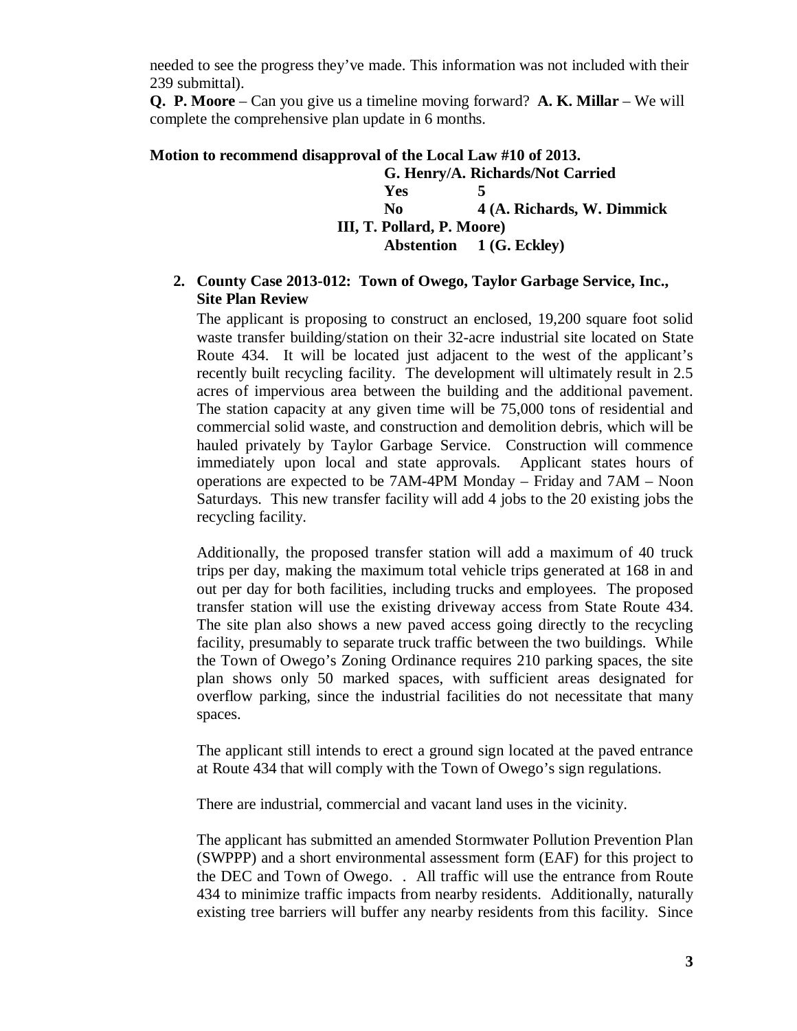needed to see the progress they've made. This information was not included with their 239 submittal).

**Q. P. Moore** – Can you give us a timeline moving forward? **A. K. Millar** – We will complete the comprehensive plan update in 6 months.

**Motion to recommend disapproval of the Local Law #10 of 2013.**

**G. Henry/A. Richards/Not Carried**
**Yes 5**
**No 4 (A. Richards, W. Dimmick III, T. Pollard, P. Moore)**
**Abstention 1 (G. Eckley)**

2. **County Case 2013-012: Town of Owego, Taylor Garbage Service, Inc., Site Plan Review**

   The applicant is proposing to construct an enclosed, 19,200 square foot solid waste transfer building/station on their 32-acre industrial site located on State Route 434. It will be located just adjacent to the west of the applicant's recently built recycling facility. The development will ultimately result in 2.5 acres of impervious area between the building and the additional pavement. The station capacity at any given time will be 75,000 tons of residential and commercial solid waste, and construction and demolition debris, which will be hauled privately by Taylor Garbage Service. Construction will commence immediately upon local and state approvals. Applicant states hours of operations are expected to be 7AM-4PM Monday – Friday and 7AM – Noon Saturdays. This new transfer facility will add 4 jobs to the 20 existing jobs the recycling facility.

   Additionally, the proposed transfer station will add a maximum of 40 truck trips per day, making the maximum total vehicle trips generated at 168 in and out per day for both facilities, including trucks and employees. The proposed transfer station will use the existing driveway access from State Route 434. The site plan also shows a new paved access going directly to the recycling facility, presumably to separate truck traffic between the two buildings. While the Town of Owego's Zoning Ordinance requires 210 parking spaces, the site plan shows only 50 marked spaces, with sufficient areas designated for overflow parking, since the industrial facilities do not necessitate that many spaces.

   The applicant still intends to erect a ground sign located at the paved entrance at Route 434 that will comply with the Town of Owego's sign regulations.

   There are industrial, commercial and vacant land uses in the vicinity.

   The applicant has submitted an amended Stormwater Pollution Prevention Plan (SWPPP) and a short environmental assessment form (EAF) for this project to the DEC and Town of Owego. . All traffic will use the entrance from Route 434 to minimize traffic impacts from nearby residents. Additionally, naturally existing tree barriers will buffer any nearby residents from this facility. Since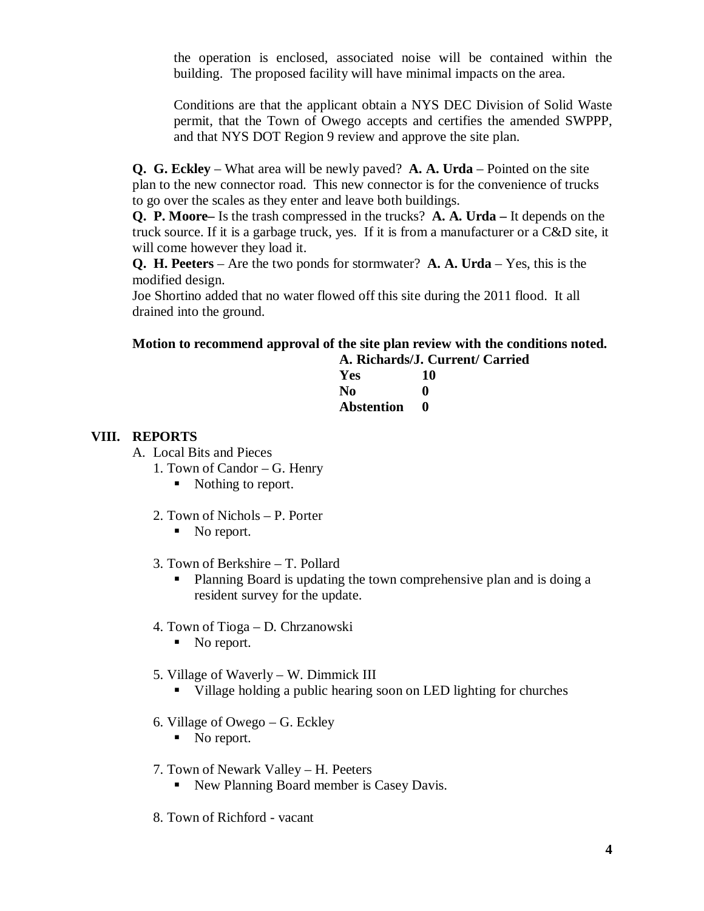the operation is enclosed, associated noise will be contained within the building. The proposed facility will have minimal impacts on the area.

Conditions are that the applicant obtain a NYS DEC Division of Solid Waste permit, that the Town of Owego accepts and certifies the amended SWPPP, and that NYS DOT Region 9 review and approve the site plan.

**Q. G. Eckley** – What area will be newly paved? **A. A. Urda** – Pointed on the site plan to the new connector road. This new connector is for the convenience of trucks to go over the scales as they enter and leave both buildings.
**Q. P. Moore–** Is the trash compressed in the trucks? **A. A. Urda –** It depends on the truck source. If it is a garbage truck, yes. If it is from a manufacturer or a C&D site, it will come however they load it.
**Q. H. Peeters** – Are the two ponds for stormwater? **A. A. Urda** – Yes, this is the modified design.
Joe Shortino added that no water flowed off this site during the 2011 flood. It all drained into the ground.

**Motion to recommend approval of the site plan review with the conditions noted.**

**A. Richards/J. Current/ Carried**

| | |
|---|---|
| **Yes** | **10** |
| **No** | **0** |
| **Abstention** | **0** |

## VIII. REPORTS

A. Local Bits and Pieces

1. Town of Candor – G. Henry
   - Nothing to report.

2. Town of Nichols – P. Porter
   - No report.

3. Town of Berkshire – T. Pollard
   - Planning Board is updating the town comprehensive plan and is doing a resident survey for the update.

4. Town of Tioga – D. Chrzanowski
   - No report.

5. Village of Waverly – W. Dimmick III
   - Village holding a public hearing soon on LED lighting for churches

6. Village of Owego – G. Eckley
   - No report.

7. Town of Newark Valley – H. Peeters
   - New Planning Board member is Casey Davis.

8. Town of Richford - vacant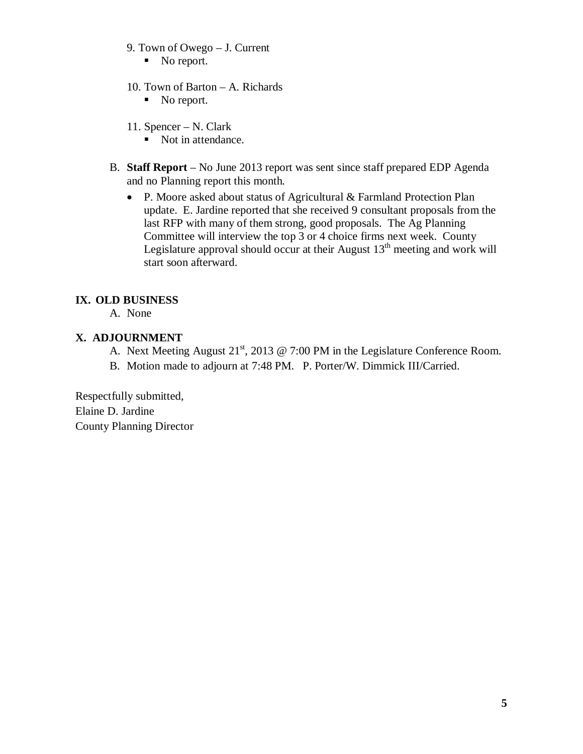9. Town of Owego – J. Current
   - No report.

10. Town of Barton – A. Richards
    - No report.

11. Spencer – N. Clark
    - Not in attendance.

B. **Staff Report** – No June 2013 report was sent since staff prepared EDP Agenda and no Planning report this month.

- P. Moore asked about status of Agricultural & Farmland Protection Plan update. E. Jardine reported that she received 9 consultant proposals from the last RFP with many of them strong, good proposals. The Ag Planning Committee will interview the top 3 or 4 choice firms next week. County Legislature approval should occur at their August 13th meeting and work will start soon afterward.

## IX. OLD BUSINESS

A. None

## X. ADJOURNMENT

A. Next Meeting August 21st, 2013 @ 7:00 PM in the Legislature Conference Room.

B. Motion made to adjourn at 7:48 PM. P. Porter/W. Dimmick III/Carried.

Respectfully submitted,
Elaine D. Jardine
County Planning Director